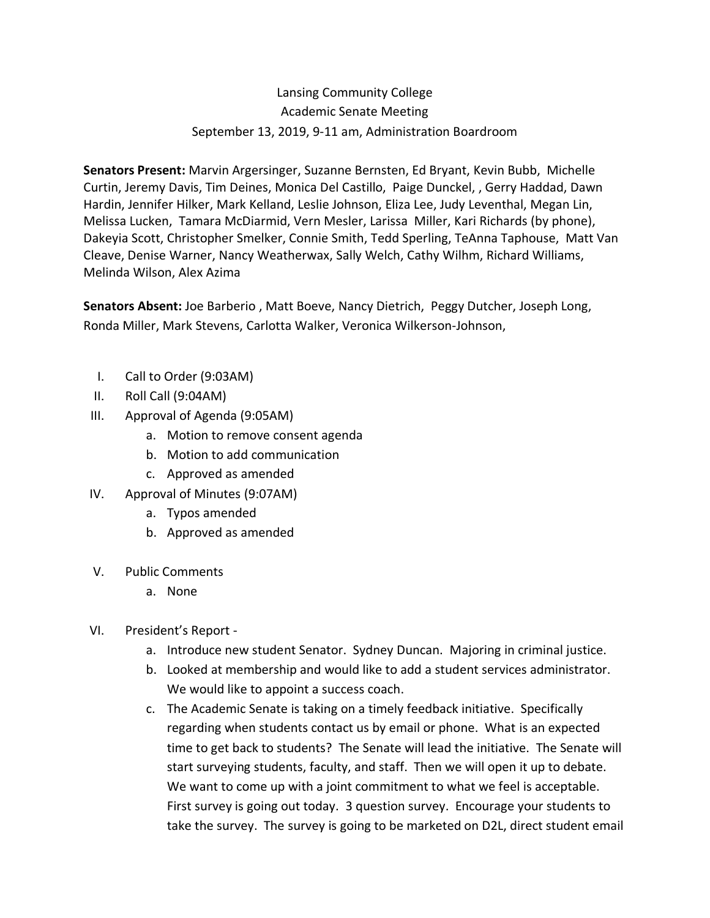Lansing Community College
Academic Senate Meeting
September 13, 2019, 9-11 am, Administration Boardroom

**Senators Present:** Marvin Argersinger, Suzanne Bernsten, Ed Bryant, Kevin Bubb, Michelle Curtin, Jeremy Davis, Tim Deines, Monica Del Castillo, Paige Dunckel, , Gerry Haddad, Dawn Hardin, Jennifer Hilker, Mark Kelland, Leslie Johnson, Eliza Lee, Judy Leventhal, Megan Lin, Melissa Lucken, Tamara McDiarmid, Vern Mesler, Larissa Miller, Kari Richards (by phone), Dakeyia Scott, Christopher Smelker, Connie Smith, Tedd Sperling, TeAnna Taphouse, Matt Van Cleave, Denise Warner, Nancy Weatherwax, Sally Welch, Cathy Wilhm, Richard Williams, Melinda Wilson, Alex Azima

**Senators Absent:** Joe Barberio , Matt Boeve, Nancy Dietrich, Peggy Dutcher, Joseph Long, Ronda Miller, Mark Stevens, Carlotta Walker, Veronica Wilkerson-Johnson,

I. Call to Order (9:03AM)
II. Roll Call (9:04AM)
III. Approval of Agenda (9:05AM)
    a. Motion to remove consent agenda
    b. Motion to add communication
    c. Approved as amended
IV. Approval of Minutes (9:07AM)
    a. Typos amended
    b. Approved as amended
V. Public Comments
    a. None
VI. President's Report -
    a. Introduce new student Senator. Sydney Duncan. Majoring in criminal justice.
    b. Looked at membership and would like to add a student services administrator. We would like to appoint a success coach.
    c. The Academic Senate is taking on a timely feedback initiative. Specifically regarding when students contact us by email or phone. What is an expected time to get back to students? The Senate will lead the initiative. The Senate will start surveying students, faculty, and staff. Then we will open it up to debate. We want to come up with a joint commitment to what we feel is acceptable. First survey is going out today. 3 question survey. Encourage your students to take the survey. The survey is going to be marketed on D2L, direct student email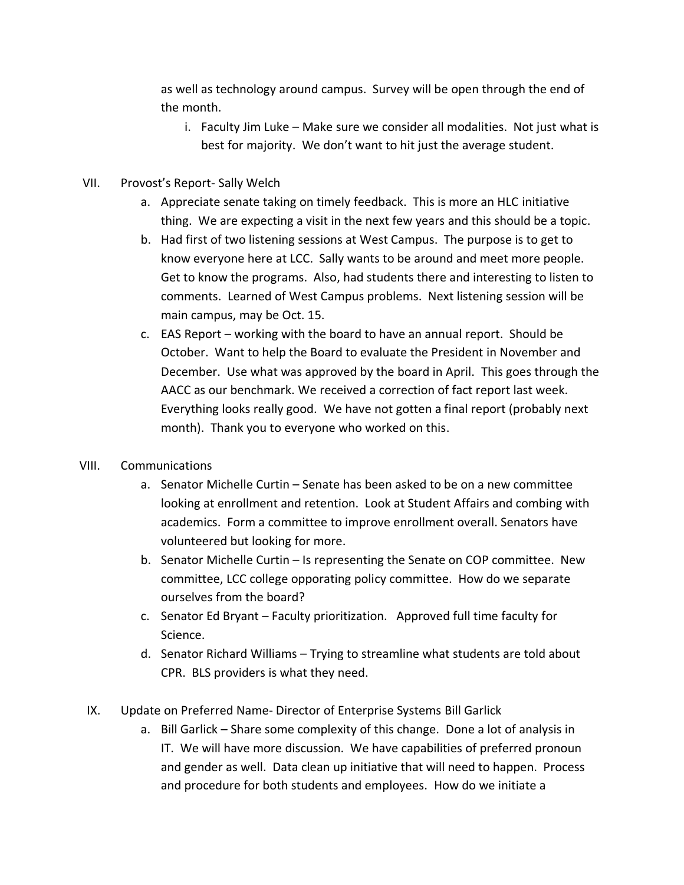as well as technology around campus. Survey will be open through the end of the month.

i. Faculty Jim Luke – Make sure we consider all modalities. Not just what is best for majority. We don't want to hit just the average student.

VII. Provost's Report- Sally Welch

a. Appreciate senate taking on timely feedback. This is more an HLC initiative thing. We are expecting a visit in the next few years and this should be a topic.

b. Had first of two listening sessions at West Campus. The purpose is to get to know everyone here at LCC. Sally wants to be around and meet more people. Get to know the programs. Also, had students there and interesting to listen to comments. Learned of West Campus problems. Next listening session will be main campus, may be Oct. 15.

c. EAS Report – working with the board to have an annual report. Should be October. Want to help the Board to evaluate the President in November and December. Use what was approved by the board in April. This goes through the AACC as our benchmark. We received a correction of fact report last week. Everything looks really good. We have not gotten a final report (probably next month). Thank you to everyone who worked on this.

VIII. Communications

a. Senator Michelle Curtin – Senate has been asked to be on a new committee looking at enrollment and retention. Look at Student Affairs and combing with academics. Form a committee to improve enrollment overall. Senators have volunteered but looking for more.

b. Senator Michelle Curtin – Is representing the Senate on COP committee. New committee, LCC college opporating policy committee. How do we separate ourselves from the board?

c. Senator Ed Bryant – Faculty prioritization. Approved full time faculty for Science.

d. Senator Richard Williams – Trying to streamline what students are told about CPR. BLS providers is what they need.

IX. Update on Preferred Name- Director of Enterprise Systems Bill Garlick

a. Bill Garlick – Share some complexity of this change. Done a lot of analysis in IT. We will have more discussion. We have capabilities of preferred pronoun and gender as well. Data clean up initiative that will need to happen. Process and procedure for both students and employees. How do we initiate a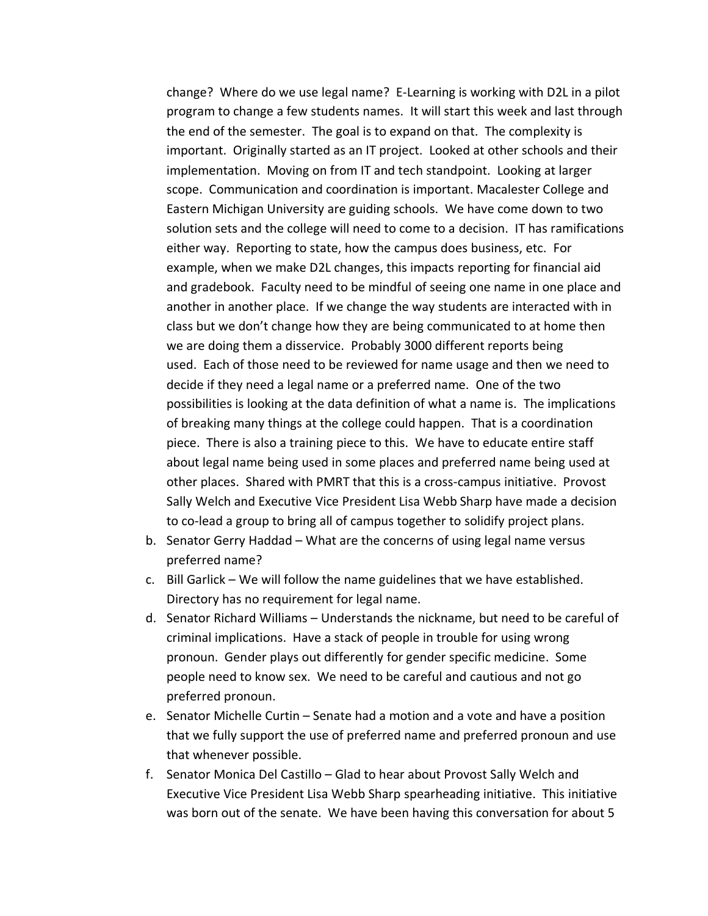change? Where do we use legal name? E-Learning is working with D2L in a pilot program to change a few students names. It will start this week and last through the end of the semester. The goal is to expand on that. The complexity is important. Originally started as an IT project. Looked at other schools and their implementation. Moving on from IT and tech standpoint. Looking at larger scope. Communication and coordination is important. Macalester College and Eastern Michigan University are guiding schools. We have come down to two solution sets and the college will need to come to a decision. IT has ramifications either way. Reporting to state, how the campus does business, etc. For example, when we make D2L changes, this impacts reporting for financial aid and gradebook. Faculty need to be mindful of seeing one name in one place and another in another place. If we change the way students are interacted with in class but we don't change how they are being communicated to at home then we are doing them a disservice. Probably 3000 different reports being used. Each of those need to be reviewed for name usage and then we need to decide if they need a legal name or a preferred name. One of the two possibilities is looking at the data definition of what a name is. The implications of breaking many things at the college could happen. That is a coordination piece. There is also a training piece to this. We have to educate entire staff about legal name being used in some places and preferred name being used at other places. Shared with PMRT that this is a cross-campus initiative. Provost Sally Welch and Executive Vice President Lisa Webb Sharp have made a decision to co-lead a group to bring all of campus together to solidify project plans.

b. Senator Gerry Haddad – What are the concerns of using legal name versus preferred name?
c. Bill Garlick – We will follow the name guidelines that we have established. Directory has no requirement for legal name.
d. Senator Richard Williams – Understands the nickname, but need to be careful of criminal implications. Have a stack of people in trouble for using wrong pronoun. Gender plays out differently for gender specific medicine. Some people need to know sex. We need to be careful and cautious and not go preferred pronoun.
e. Senator Michelle Curtin – Senate had a motion and a vote and have a position that we fully support the use of preferred name and preferred pronoun and use that whenever possible.
f. Senator Monica Del Castillo – Glad to hear about Provost Sally Welch and Executive Vice President Lisa Webb Sharp spearheading initiative. This initiative was born out of the senate. We have been having this conversation for about 5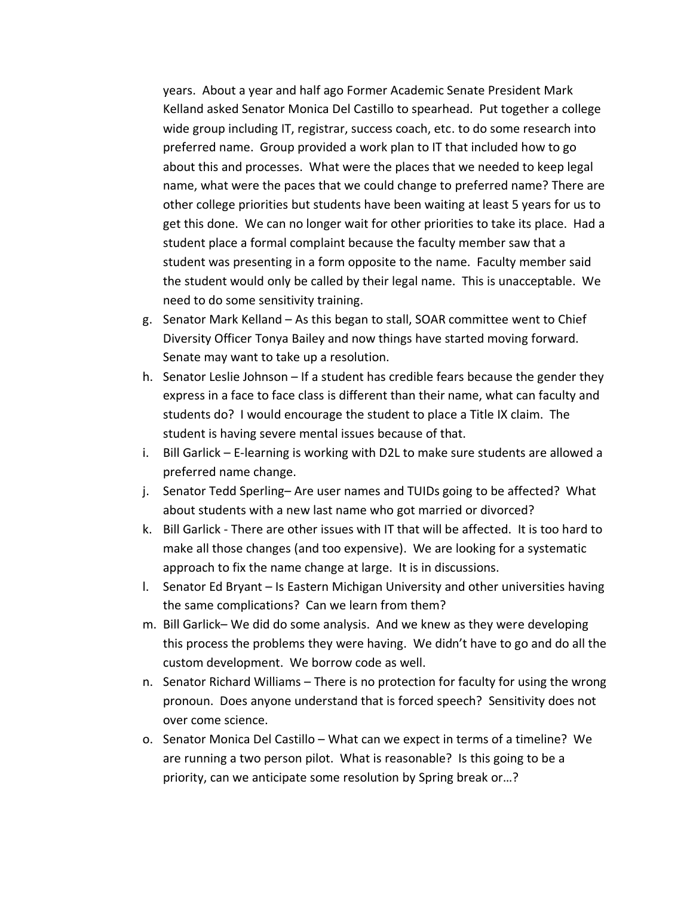years. About a year and half ago Former Academic Senate President Mark Kelland asked Senator Monica Del Castillo to spearhead. Put together a college wide group including IT, registrar, success coach, etc. to do some research into preferred name. Group provided a work plan to IT that included how to go about this and processes. What were the places that we needed to keep legal name, what were the paces that we could change to preferred name? There are other college priorities but students have been waiting at least 5 years for us to get this done. We can no longer wait for other priorities to take its place. Had a student place a formal complaint because the faculty member saw that a student was presenting in a form opposite to the name. Faculty member said the student would only be called by their legal name. This is unacceptable. We need to do some sensitivity training.

g. Senator Mark Kelland – As this began to stall, SOAR committee went to Chief Diversity Officer Tonya Bailey and now things have started moving forward. Senate may want to take up a resolution.

h. Senator Leslie Johnson – If a student has credible fears because the gender they express in a face to face class is different than their name, what can faculty and students do? I would encourage the student to place a Title IX claim. The student is having severe mental issues because of that.

i. Bill Garlick – E-learning is working with D2L to make sure students are allowed a preferred name change.

j. Senator Tedd Sperling– Are user names and TUIDs going to be affected? What about students with a new last name who got married or divorced?

k. Bill Garlick - There are other issues with IT that will be affected. It is too hard to make all those changes (and too expensive). We are looking for a systematic approach to fix the name change at large. It is in discussions.

l. Senator Ed Bryant – Is Eastern Michigan University and other universities having the same complications? Can we learn from them?

m. Bill Garlick– We did do some analysis. And we knew as they were developing this process the problems they were having. We didn't have to go and do all the custom development. We borrow code as well.

n. Senator Richard Williams – There is no protection for faculty for using the wrong pronoun. Does anyone understand that is forced speech? Sensitivity does not over come science.

o. Senator Monica Del Castillo – What can we expect in terms of a timeline? We are running a two person pilot. What is reasonable? Is this going to be a priority, can we anticipate some resolution by Spring break or…?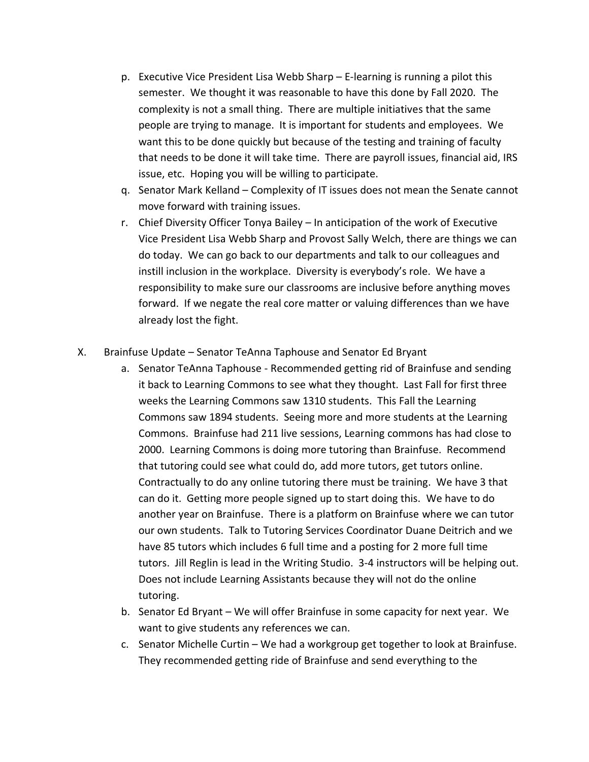p. Executive Vice President Lisa Webb Sharp – E-learning is running a pilot this semester. We thought it was reasonable to have this done by Fall 2020. The complexity is not a small thing. There are multiple initiatives that the same people are trying to manage. It is important for students and employees. We want this to be done quickly but because of the testing and training of faculty that needs to be done it will take time. There are payroll issues, financial aid, IRS issue, etc. Hoping you will be willing to participate.

q. Senator Mark Kelland – Complexity of IT issues does not mean the Senate cannot move forward with training issues.

r. Chief Diversity Officer Tonya Bailey – In anticipation of the work of Executive Vice President Lisa Webb Sharp and Provost Sally Welch, there are things we can do today. We can go back to our departments and talk to our colleagues and instill inclusion in the workplace. Diversity is everybody's role. We have a responsibility to make sure our classrooms are inclusive before anything moves forward. If we negate the real core matter or valuing differences than we have already lost the fight.

X. Brainfuse Update – Senator TeAnna Taphouse and Senator Ed Bryant

a. Senator TeAnna Taphouse - Recommended getting rid of Brainfuse and sending it back to Learning Commons to see what they thought. Last Fall for first three weeks the Learning Commons saw 1310 students. This Fall the Learning Commons saw 1894 students. Seeing more and more students at the Learning Commons. Brainfuse had 211 live sessions, Learning commons has had close to 2000. Learning Commons is doing more tutoring than Brainfuse. Recommend that tutoring could see what could do, add more tutors, get tutors online. Contractually to do any online tutoring there must be training. We have 3 that can do it. Getting more people signed up to start doing this. We have to do another year on Brainfuse. There is a platform on Brainfuse where we can tutor our own students. Talk to Tutoring Services Coordinator Duane Deitrich and we have 85 tutors which includes 6 full time and a posting for 2 more full time tutors. Jill Reglin is lead in the Writing Studio. 3-4 instructors will be helping out. Does not include Learning Assistants because they will not do the online tutoring.

b. Senator Ed Bryant – We will offer Brainfuse in some capacity for next year. We want to give students any references we can.

c. Senator Michelle Curtin – We had a workgroup get together to look at Brainfuse. They recommended getting ride of Brainfuse and send everything to the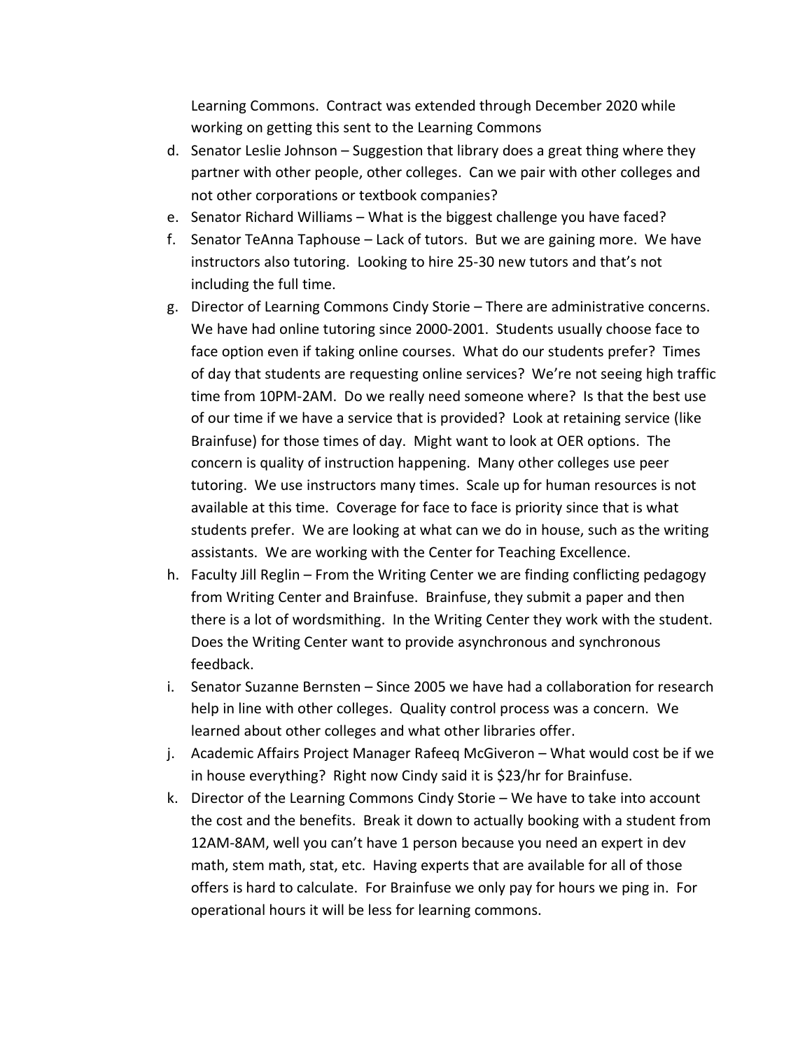Learning Commons. Contract was extended through December 2020 while working on getting this sent to the Learning Commons

d. Senator Leslie Johnson – Suggestion that library does a great thing where they partner with other people, other colleges. Can we pair with other colleges and not other corporations or textbook companies?
e. Senator Richard Williams – What is the biggest challenge you have faced?
f. Senator TeAnna Taphouse – Lack of tutors. But we are gaining more. We have instructors also tutoring. Looking to hire 25-30 new tutors and that's not including the full time.
g. Director of Learning Commons Cindy Storie – There are administrative concerns. We have had online tutoring since 2000-2001. Students usually choose face to face option even if taking online courses. What do our students prefer? Times of day that students are requesting online services? We're not seeing high traffic time from 10PM-2AM. Do we really need someone where? Is that the best use of our time if we have a service that is provided? Look at retaining service (like Brainfuse) for those times of day. Might want to look at OER options. The concern is quality of instruction happening. Many other colleges use peer tutoring. We use instructors many times. Scale up for human resources is not available at this time. Coverage for face to face is priority since that is what students prefer. We are looking at what can we do in house, such as the writing assistants. We are working with the Center for Teaching Excellence.
h. Faculty Jill Reglin – From the Writing Center we are finding conflicting pedagogy from Writing Center and Brainfuse. Brainfuse, they submit a paper and then there is a lot of wordsmithing. In the Writing Center they work with the student. Does the Writing Center want to provide asynchronous and synchronous feedback.
i. Senator Suzanne Bernsten – Since 2005 we have had a collaboration for research help in line with other colleges. Quality control process was a concern. We learned about other colleges and what other libraries offer.
j. Academic Affairs Project Manager Rafeeq McGiveron – What would cost be if we in house everything? Right now Cindy said it is $23/hr for Brainfuse.
k. Director of the Learning Commons Cindy Storie – We have to take into account the cost and the benefits. Break it down to actually booking with a student from 12AM-8AM, well you can't have 1 person because you need an expert in dev math, stem math, stat, etc. Having experts that are available for all of those offers is hard to calculate. For Brainfuse we only pay for hours we ping in. For operational hours it will be less for learning commons.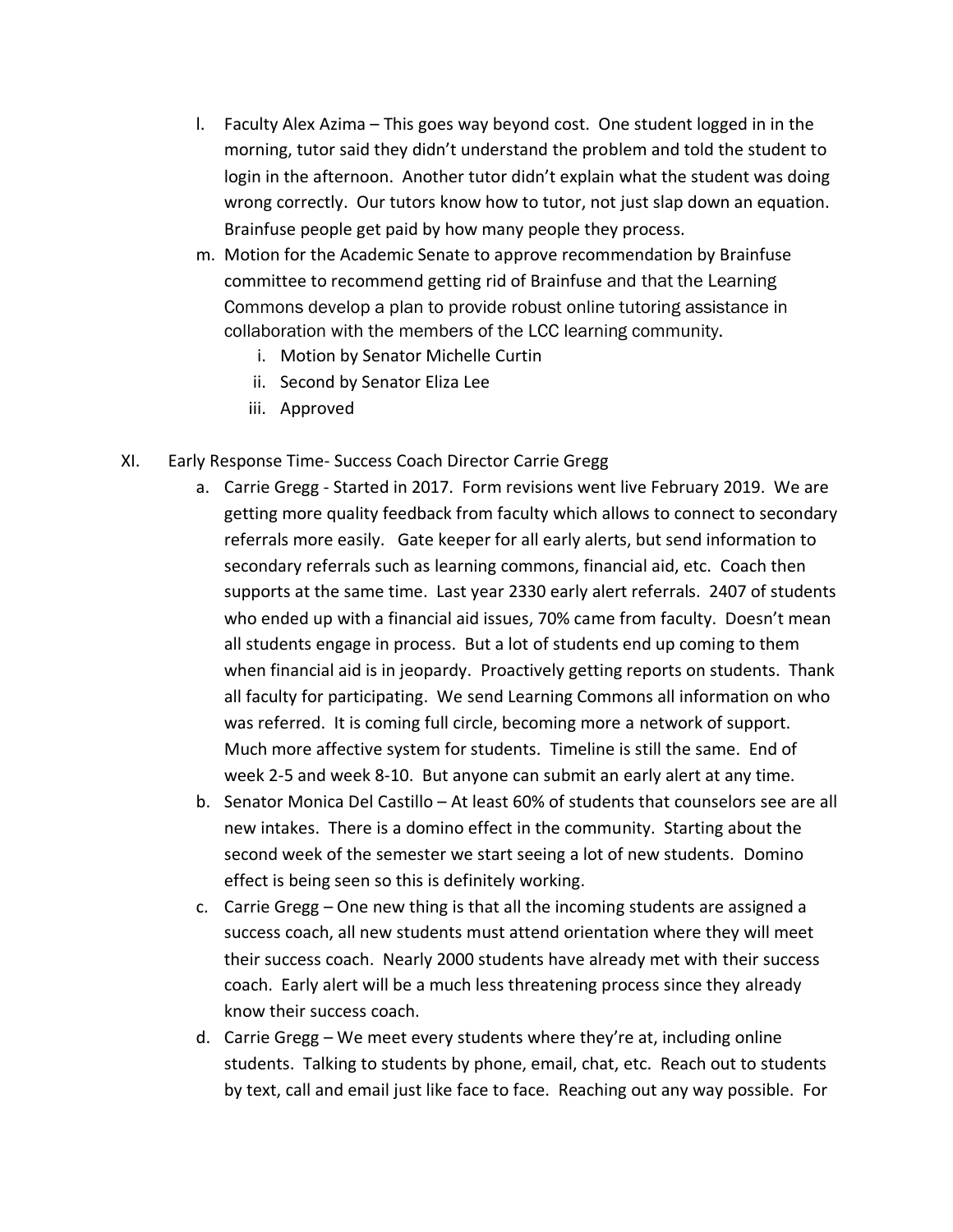l. Faculty Alex Azima – This goes way beyond cost. One student logged in in the morning, tutor said they didn't understand the problem and told the student to login in the afternoon. Another tutor didn't explain what the student was doing wrong correctly. Our tutors know how to tutor, not just slap down an equation. Brainfuse people get paid by how many people they process.

m. Motion for the Academic Senate to approve recommendation by Brainfuse committee to recommend getting rid of Brainfuse and that the Learning Commons develop a plan to provide robust online tutoring assistance in collaboration with the members of the LCC learning community.
   i. Motion by Senator Michelle Curtin
   ii. Second by Senator Eliza Lee
   iii. Approved

XI. Early Response Time- Success Coach Director Carrie Gregg

a. Carrie Gregg - Started in 2017. Form revisions went live February 2019. We are getting more quality feedback from faculty which allows to connect to secondary referrals more easily. Gate keeper for all early alerts, but send information to secondary referrals such as learning commons, financial aid, etc. Coach then supports at the same time. Last year 2330 early alert referrals. 2407 of students who ended up with a financial aid issues, 70% came from faculty. Doesn't mean all students engage in process. But a lot of students end up coming to them when financial aid is in jeopardy. Proactively getting reports on students. Thank all faculty for participating. We send Learning Commons all information on who was referred. It is coming full circle, becoming more a network of support. Much more affective system for students. Timeline is still the same. End of week 2-5 and week 8-10. But anyone can submit an early alert at any time.

b. Senator Monica Del Castillo – At least 60% of students that counselors see are all new intakes. There is a domino effect in the community. Starting about the second week of the semester we start seeing a lot of new students. Domino effect is being seen so this is definitely working.

c. Carrie Gregg – One new thing is that all the incoming students are assigned a success coach, all new students must attend orientation where they will meet their success coach. Nearly 2000 students have already met with their success coach. Early alert will be a much less threatening process since they already know their success coach.

d. Carrie Gregg – We meet every students where they're at, including online students. Talking to students by phone, email, chat, etc. Reach out to students by text, call and email just like face to face. Reaching out any way possible. For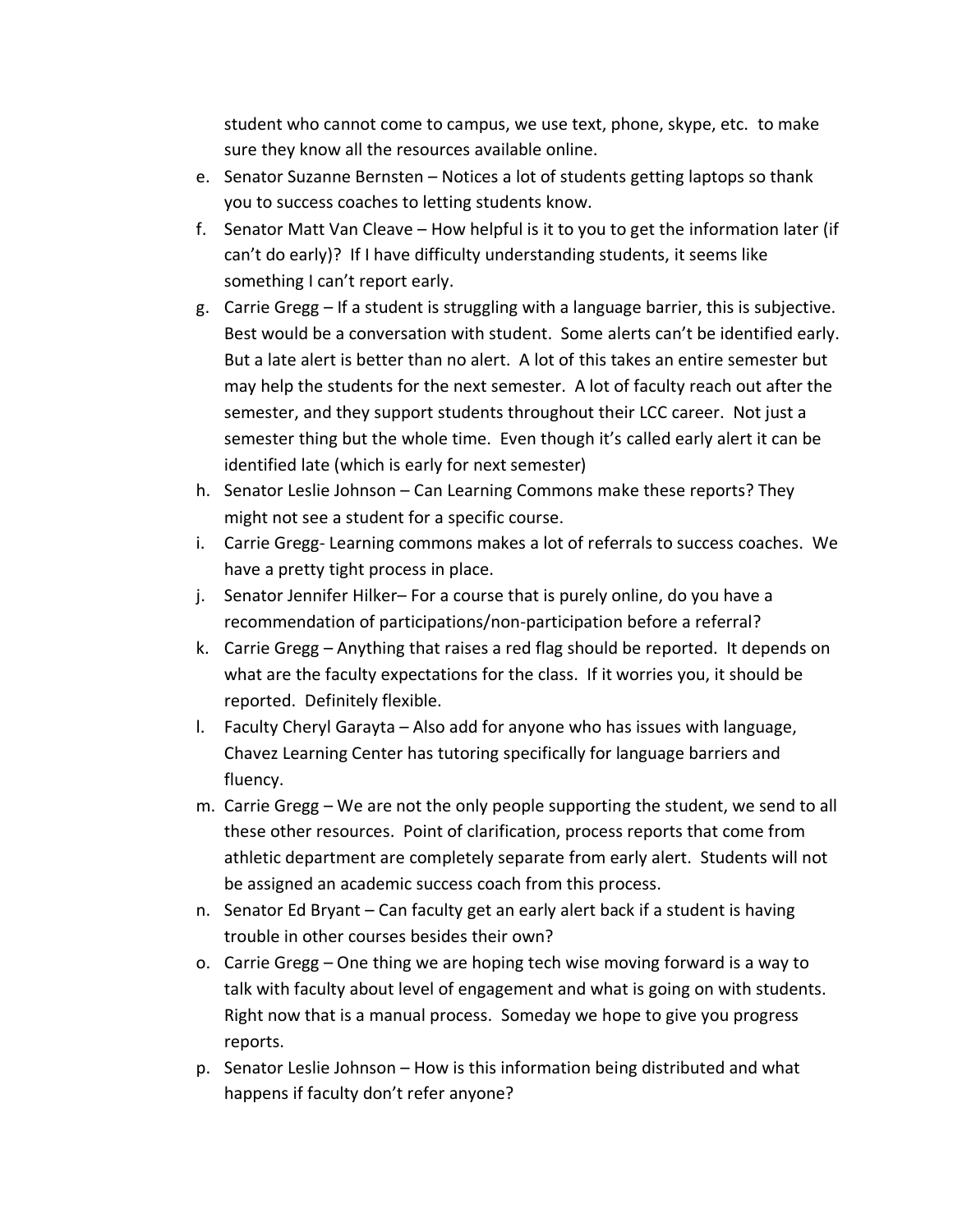student who cannot come to campus, we use text, phone, skype, etc. to make sure they know all the resources available online.

e. Senator Suzanne Bernsten – Notices a lot of students getting laptops so thank you to success coaches to letting students know.
f. Senator Matt Van Cleave – How helpful is it to you to get the information later (if can't do early)? If I have difficulty understanding students, it seems like something I can't report early.
g. Carrie Gregg – If a student is struggling with a language barrier, this is subjective. Best would be a conversation with student. Some alerts can't be identified early. But a late alert is better than no alert. A lot of this takes an entire semester but may help the students for the next semester. A lot of faculty reach out after the semester, and they support students throughout their LCC career. Not just a semester thing but the whole time. Even though it's called early alert it can be identified late (which is early for next semester)
h. Senator Leslie Johnson – Can Learning Commons make these reports? They might not see a student for a specific course.
i. Carrie Gregg- Learning commons makes a lot of referrals to success coaches. We have a pretty tight process in place.
j. Senator Jennifer Hilker– For a course that is purely online, do you have a recommendation of participations/non-participation before a referral?
k. Carrie Gregg – Anything that raises a red flag should be reported. It depends on what are the faculty expectations for the class. If it worries you, it should be reported. Definitely flexible.
l. Faculty Cheryl Garayta – Also add for anyone who has issues with language, Chavez Learning Center has tutoring specifically for language barriers and fluency.
m. Carrie Gregg – We are not the only people supporting the student, we send to all these other resources. Point of clarification, process reports that come from athletic department are completely separate from early alert. Students will not be assigned an academic success coach from this process.
n. Senator Ed Bryant – Can faculty get an early alert back if a student is having trouble in other courses besides their own?
o. Carrie Gregg – One thing we are hoping tech wise moving forward is a way to talk with faculty about level of engagement and what is going on with students. Right now that is a manual process. Someday we hope to give you progress reports.
p. Senator Leslie Johnson – How is this information being distributed and what happens if faculty don't refer anyone?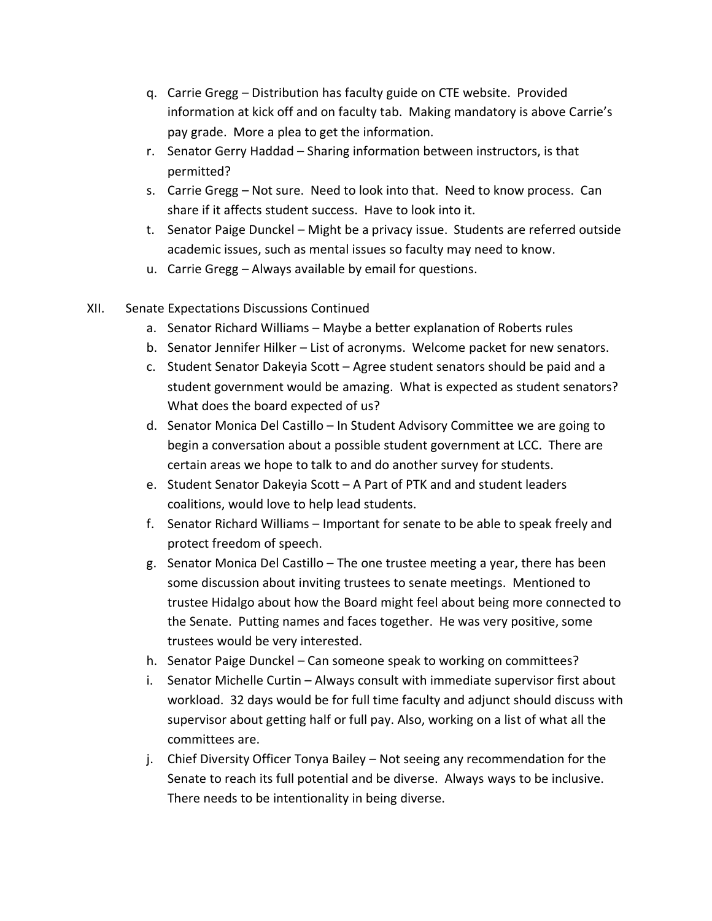q. Carrie Gregg – Distribution has faculty guide on CTE website. Provided information at kick off and on faculty tab. Making mandatory is above Carrie's pay grade. More a plea to get the information.

r. Senator Gerry Haddad – Sharing information between instructors, is that permitted?

s. Carrie Gregg – Not sure. Need to look into that. Need to know process. Can share if it affects student success. Have to look into it.

t. Senator Paige Dunckel – Might be a privacy issue. Students are referred outside academic issues, such as mental issues so faculty may need to know.

u. Carrie Gregg – Always available by email for questions.

XII. Senate Expectations Discussions Continued

a. Senator Richard Williams – Maybe a better explanation of Roberts rules

b. Senator Jennifer Hilker – List of acronyms. Welcome packet for new senators.

c. Student Senator Dakeyia Scott – Agree student senators should be paid and a student government would be amazing. What is expected as student senators? What does the board expected of us?

d. Senator Monica Del Castillo – In Student Advisory Committee we are going to begin a conversation about a possible student government at LCC. There are certain areas we hope to talk to and do another survey for students.

e. Student Senator Dakeyia Scott – A Part of PTK and and student leaders coalitions, would love to help lead students.

f. Senator Richard Williams – Important for senate to be able to speak freely and protect freedom of speech.

g. Senator Monica Del Castillo – The one trustee meeting a year, there has been some discussion about inviting trustees to senate meetings. Mentioned to trustee Hidalgo about how the Board might feel about being more connected to the Senate. Putting names and faces together. He was very positive, some trustees would be very interested.

h. Senator Paige Dunckel – Can someone speak to working on committees?

i. Senator Michelle Curtin – Always consult with immediate supervisor first about workload. 32 days would be for full time faculty and adjunct should discuss with supervisor about getting half or full pay. Also, working on a list of what all the committees are.

j. Chief Diversity Officer Tonya Bailey – Not seeing any recommendation for the Senate to reach its full potential and be diverse. Always ways to be inclusive. There needs to be intentionality in being diverse.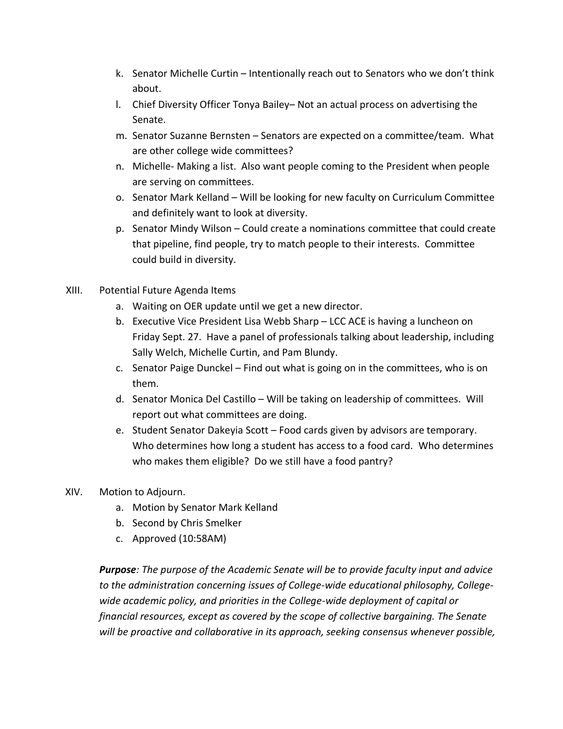k. Senator Michelle Curtin – Intentionally reach out to Senators who we don't think about.

l. Chief Diversity Officer Tonya Bailey– Not an actual process on advertising the Senate.

m. Senator Suzanne Bernsten – Senators are expected on a committee/team. What are other college wide committees?

n. Michelle- Making a list. Also want people coming to the President when people are serving on committees.

o. Senator Mark Kelland – Will be looking for new faculty on Curriculum Committee and definitely want to look at diversity.

p. Senator Mindy Wilson – Could create a nominations committee that could create that pipeline, find people, try to match people to their interests. Committee could build in diversity.

XIII. Potential Future Agenda Items

a. Waiting on OER update until we get a new director.

b. Executive Vice President Lisa Webb Sharp – LCC ACE is having a luncheon on Friday Sept. 27. Have a panel of professionals talking about leadership, including Sally Welch, Michelle Curtin, and Pam Blundy.

c. Senator Paige Dunckel – Find out what is going on in the committees, who is on them.

d. Senator Monica Del Castillo – Will be taking on leadership of committees. Will report out what committees are doing.

e. Student Senator Dakeyia Scott – Food cards given by advisors are temporary. Who determines how long a student has access to a food card. Who determines who makes them eligible? Do we still have a food pantry?

XIV. Motion to Adjourn.

a. Motion by Senator Mark Kelland

b. Second by Chris Smelker

c. Approved (10:58AM)

***Purpose**: The purpose of the Academic Senate will be to provide faculty input and advice to the administration concerning issues of College-wide educational philosophy, College-wide academic policy, and priorities in the College-wide deployment of capital or financial resources, except as covered by the scope of collective bargaining. The Senate will be proactive and collaborative in its approach, seeking consensus whenever possible,*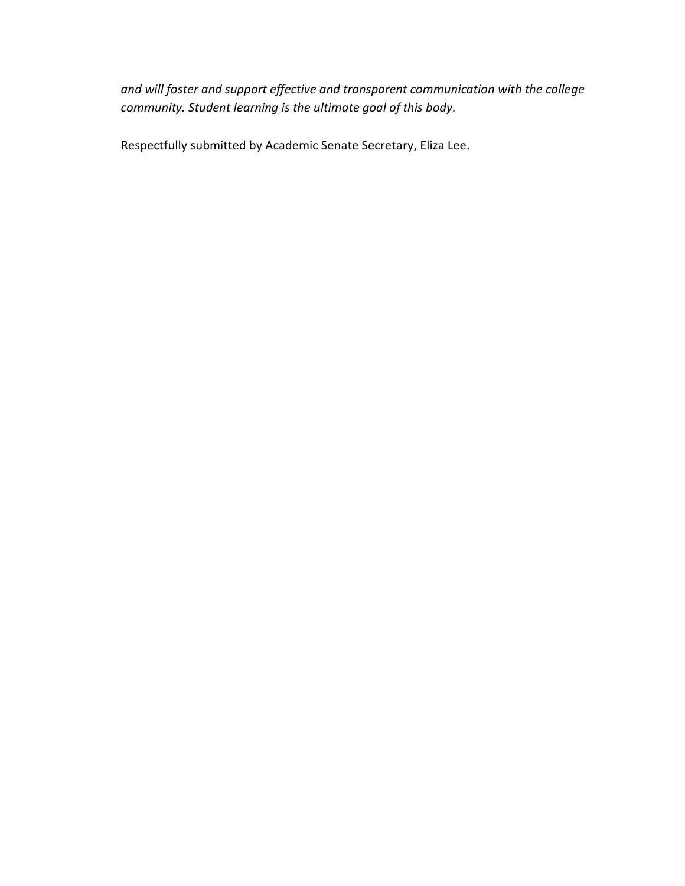*and will foster and support effective and transparent communication with the college community. Student learning is the ultimate goal of this body.*

Respectfully submitted by Academic Senate Secretary, Eliza Lee.